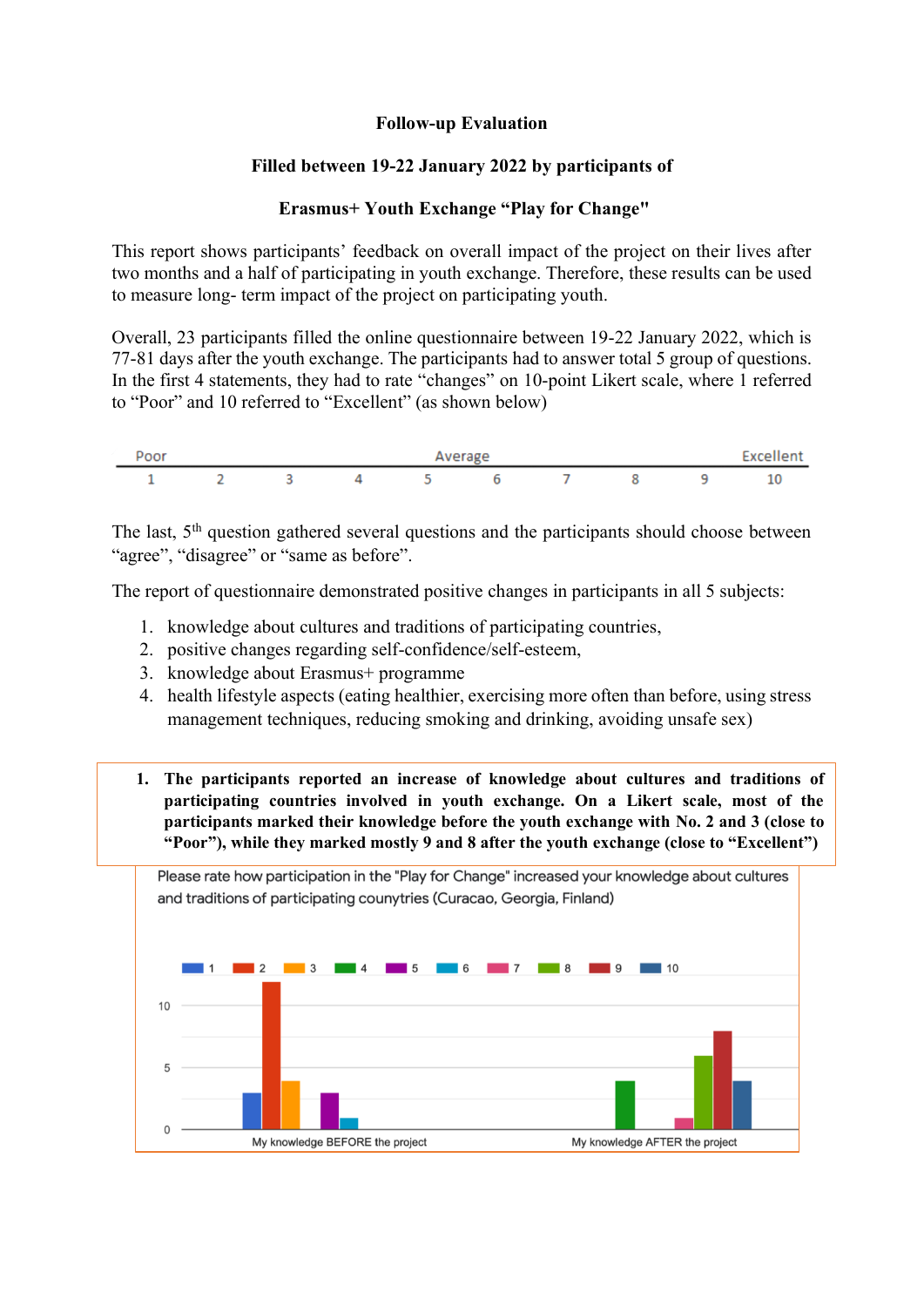**Follow-up Evaluation**

**Filled between 19-22 January 2022 by participants of**

**Erasmus+ Youth Exchange "Play for Change"**

This report shows participants' feedback on overall impact of the project on their lives after two months and a half of participating in youth exchange. Therefore, these results can be used to measure long- term impact of the project on participating youth.

Overall, 23 participants filled the online questionnaire between 19-22 January 2022, which is 77-81 days after the youth exchange. The participants had to answer total 5 group of questions. In the first 4 statements, they had to rate "changes" on 10-point Likert scale, where 1 referred to "Poor" and 10 referred to "Excellent" (as shown below)

| Poor | | | | Average | | | | | Excellent |
|---|---|---|---|---|---|---|---|---|---|
| 1 | 2 | 3 | 4 | 5 | 6 | 7 | 8 | 9 | 10 |

The last, 5th question gathered several questions and the participants should choose between "agree", "disagree" or "same as before".

The report of questionnaire demonstrated positive changes in participants in all 5 subjects:

1. knowledge about cultures and traditions of participating countries,
2. positive changes regarding self-confidence/self-esteem,
3. knowledge about Erasmus+ programme
4. health lifestyle aspects (eating healthier, exercising more often than before, using stress management techniques, reducing smoking and drinking, avoiding unsafe sex)

1. **The participants reported an increase of knowledge about cultures and traditions of participating countries involved in youth exchange. On a Likert scale, most of the participants marked their knowledge before the youth exchange with No. 2 and 3 (close to "Poor"), while they marked mostly 9 and 8 after the youth exchange (close to "Excellent")**

Please rate how participation in the "Play for Change" increased your knowledge about cultures and traditions of participating counytries (Curacao, Georgia, Finland)

| Rating | My knowledge BEFORE the project | My knowledge AFTER the project |
|---|---|---|
| 1 | 3 | 0 |
| 2 | 12 | 0 |
| 3 | 4 | 0 |
| 4 | 0 | 4 |
| 5 | 3 | 0 |
| 6 | 1 | 0 |
| 7 | 0 | 1 |
| 8 | 0 | 6 |
| 9 | 0 | 8 |
| 10 | 0 | 4 |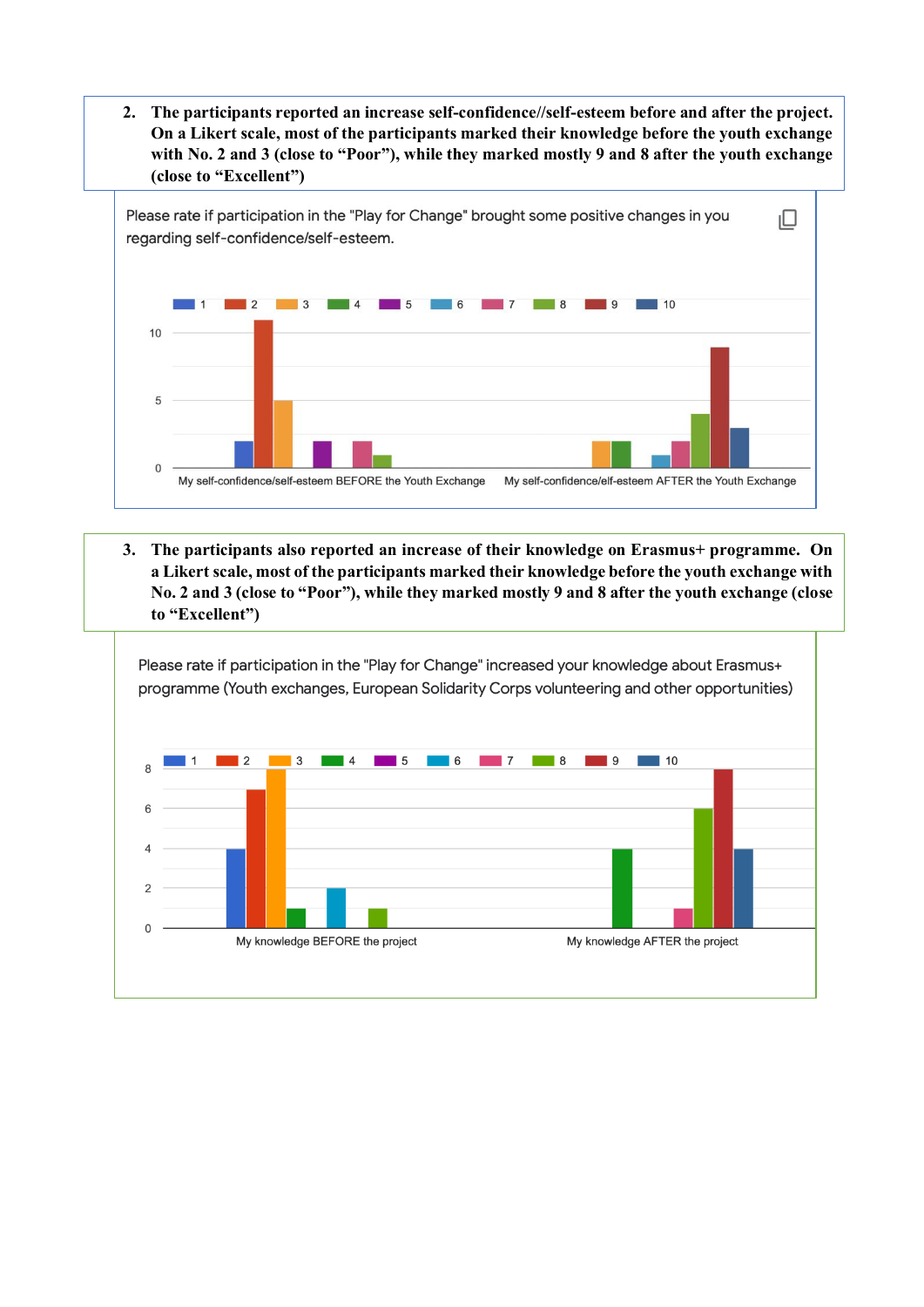2. **The participants reported an increase self-confidence//self-esteem before and after the project. On a Likert scale, most of the participants marked their knowledge before the youth exchange with No. 2 and 3 (close to "Poor"), while they marked mostly 9 and 8 after the youth exchange (close to "Excellent")**

Please rate if participation in the "Play for Change" brought some positive changes in you regarding self-confidence/self-esteem.

| | 1 | 2 | 3 | 4 | 5 | 6 | 7 | 8 | 9 | 10 |
|---|---|---|---|---|---|---|---|---|---|---|
| My self-confidence/self-esteem BEFORE the Youth Exchange | 2 | 11 | 5 | | 2 | | 2 | 1 | | |
| My self-confidence/elf-esteem AFTER the Youth Exchange | | | 2 | 2 | | 1 | 2 | 4 | 9 | 3 |

3. **The participants also reported an increase of their knowledge on Erasmus+ programme. On a Likert scale, most of the participants marked their knowledge before the youth exchange with No. 2 and 3 (close to "Poor"), while they marked mostly 9 and 8 after the youth exchange (close to "Excellent")**

Please rate if participation in the "Play for Change" increased your knowledge about Erasmus+ programme (Youth exchanges, European Solidarity Corps volunteering and other opportunities)

| | 1 | 2 | 3 | 4 | 5 | 6 | 7 | 8 | 9 | 10 |
|---|---|---|---|---|---|---|---|---|---|---|
| My knowledge BEFORE the project | 4 | 7 | 8 | 1 | | 2 | | 1 | | |
| My knowledge AFTER the project | | | | 4 | | | 1 | 6 | 8 | 4 |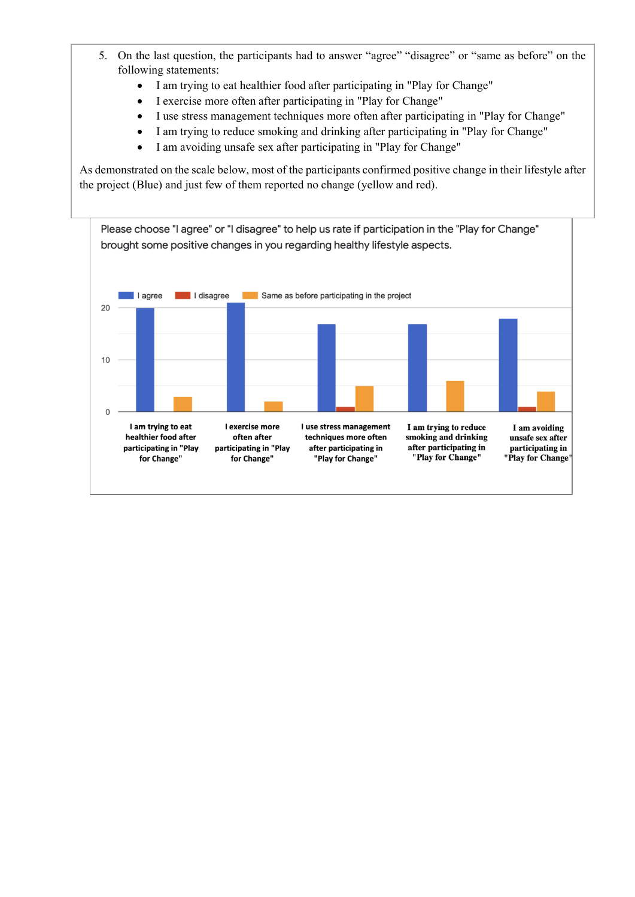5. On the last question, the participants had to answer “agree” “disagree” or “same as before” on the following statements:
   - I am trying to eat healthier food after participating in "Play for Change"
   - I exercise more often after participating in "Play for Change"
   - I use stress management techniques more often after participating in "Play for Change"
   - I am trying to reduce smoking and drinking after participating in "Play for Change"
   - I am avoiding unsafe sex after participating in "Play for Change"

As demonstrated on the scale below, most of the participants confirmed positive change in their lifestyle after the project (Blue) and just few of them reported no change (yellow and red).

Please choose "I agree" or "I disagree" to help us rate if participation in the "Play for Change" brought some positive changes in you regarding healthy lifestyle aspects.

I agree
I disagree
Same as before participating in the project

20
10
0

I am trying to eat healthier food after participating in "Play for Change"
I exercise more often after participating in "Play for Change"
I use stress management techniques more often after participating in "Play for Change"
I am trying to reduce smoking and drinking after participating in "Play for Change"
I am avoiding unsafe sex after participating in "Play for Change"